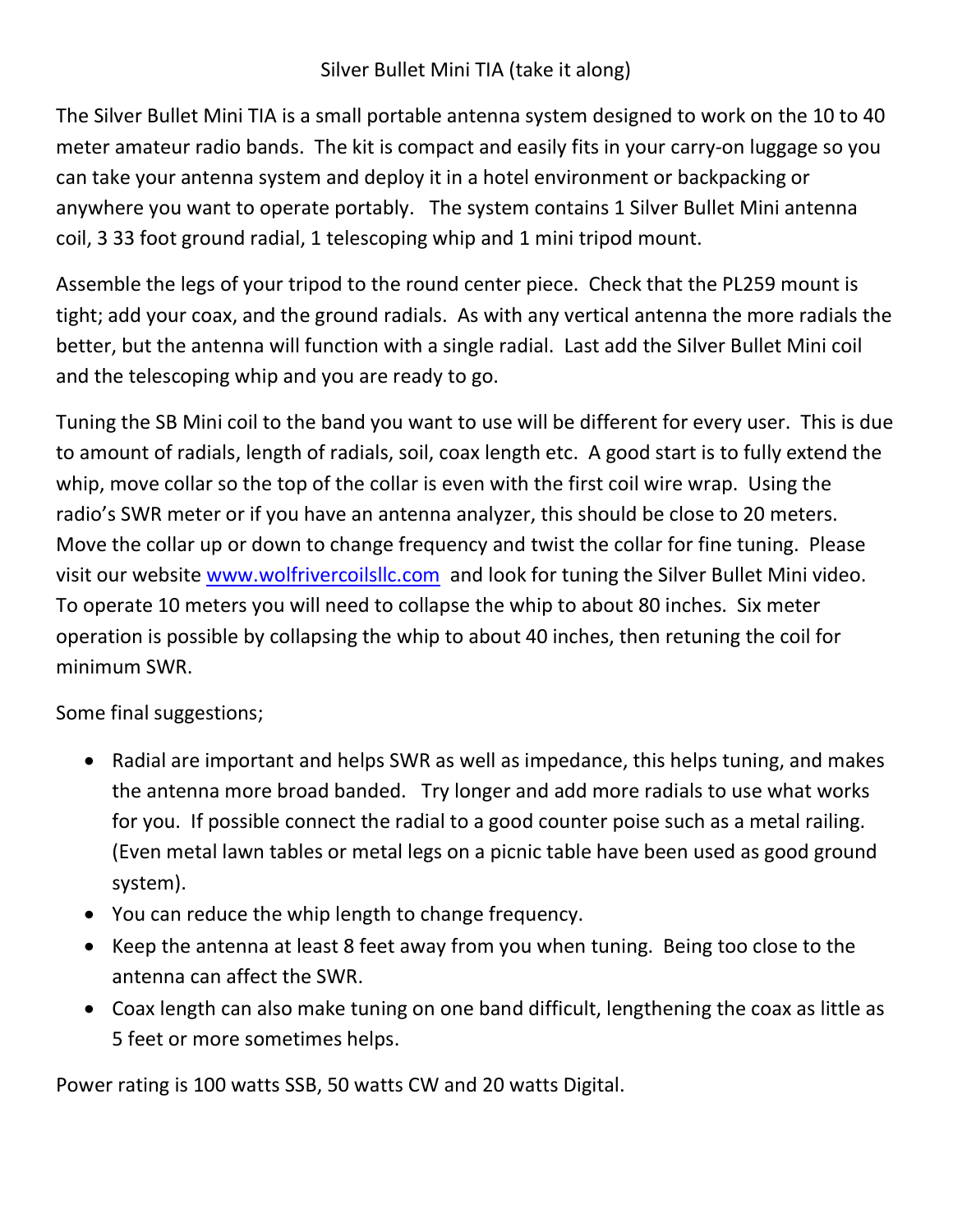# Silver Bullet Mini TIA (take it along)

The Silver Bullet Mini TIA is a small portable antenna system designed to work on the 10 to 40 meter amateur radio bands. The kit is compact and easily fits in your carry-on luggage so you can take your antenna system and deploy it in a hotel environment or backpacking or anywhere you want to operate portably. The system contains 1 Silver Bullet Mini antenna coil, 3 33 foot ground radial, 1 telescoping whip and 1 mini tripod mount.

Assemble the legs of your tripod to the round center piece. Check that the PL259 mount is tight; add your coax, and the ground radials. As with any vertical antenna the more radials the better, but the antenna will function with a single radial. Last add the Silver Bullet Mini coil and the telescoping whip and you are ready to go.

Tuning the SB Mini coil to the band you want to use will be different for every user. This is due to amount of radials, length of radials, soil, coax length etc. A good start is to fully extend the whip, move collar so the top of the collar is even with the first coil wire wrap. Using the radio's SWR meter or if you have an antenna analyzer, this should be close to 20 meters. Move the collar up or down to change frequency and twist the collar for fine tuning. Please visit our website [www.wolfrivercoilsllc.com](http://www.wolfrivercoilsllc.com) and look for tuning the Silver Bullet Mini video. To operate 10 meters you will need to collapse the whip to about 80 inches. Six meter operation is possible by collapsing the whip to about 40 inches, then retuning the coil for minimum SWR.

Some final suggestions;

- Radial are important and helps SWR as well as impedance, this helps tuning, and makes the antenna more broad banded. Try longer and add more radials to use what works for you. If possible connect the radial to a good counter poise such as a metal railing. (Even metal lawn tables or metal legs on a picnic table have been used as good ground system).
- You can reduce the whip length to change frequency.
- Keep the antenna at least 8 feet away from you when tuning. Being too close to the antenna can affect the SWR.
- Coax length can also make tuning on one band difficult, lengthening the coax as little as 5 feet or more sometimes helps.

Power rating is 100 watts SSB, 50 watts CW and 20 watts Digital.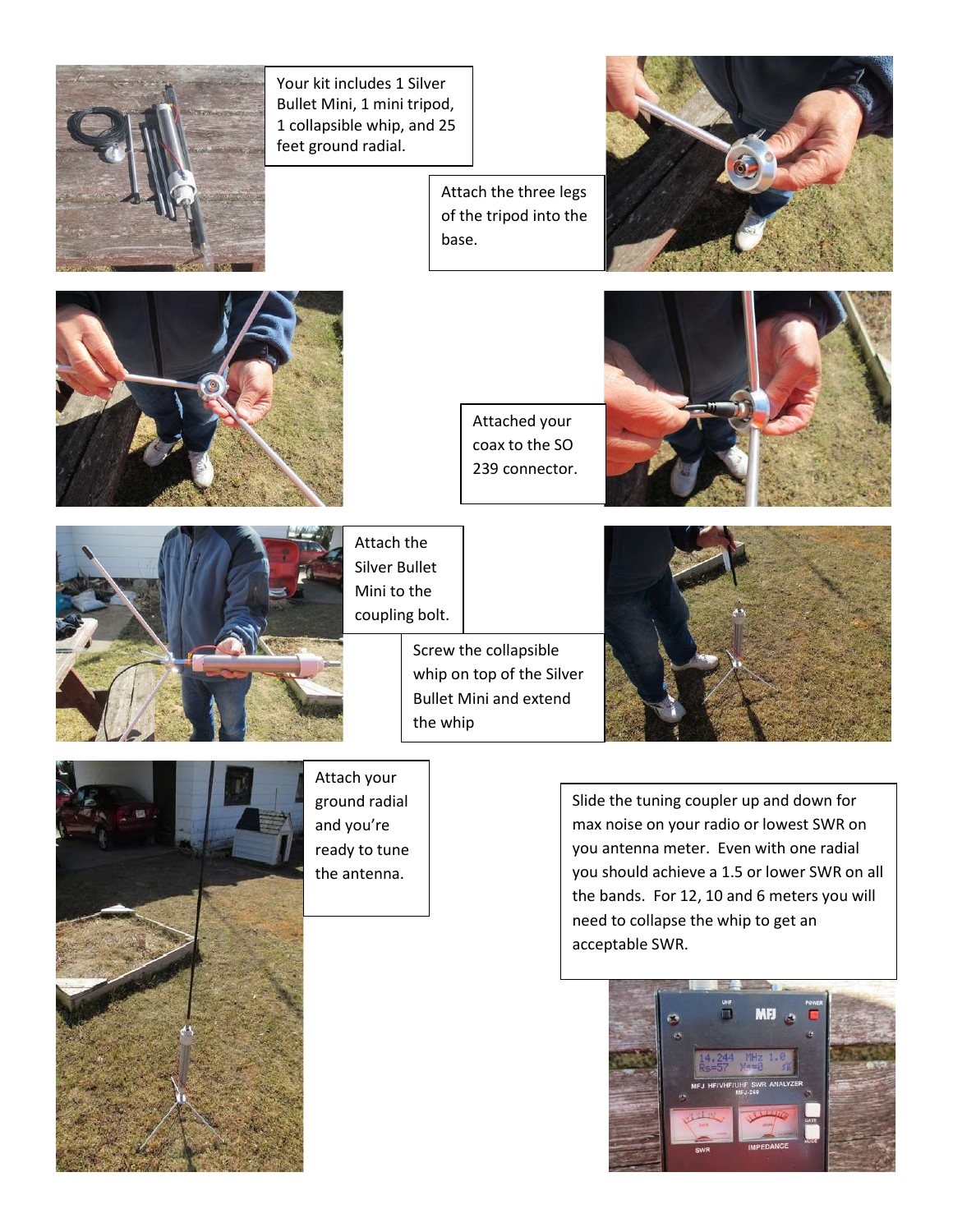Your kit includes 1 Silver Bullet Mini, 1 mini tripod, 1 collapsible whip, and 25 feet ground radial.

Attach the three legs of the tripod into the base.

Attached your coax to the SO 239 connector.

Attach the Silver Bullet Mini to the coupling bolt.

Screw the collapsible whip on top of the Silver Bullet Mini and extend the whip

Attach your ground radial and you're ready to tune the antenna.

Slide the tuning coupler up and down for max noise on your radio or lowest SWR on you antenna meter. Even with one radial you should achieve a 1.5 or lower SWR on all the bands. For 12, 10 and 6 meters you will need to collapse the whip to get an acceptable SWR.